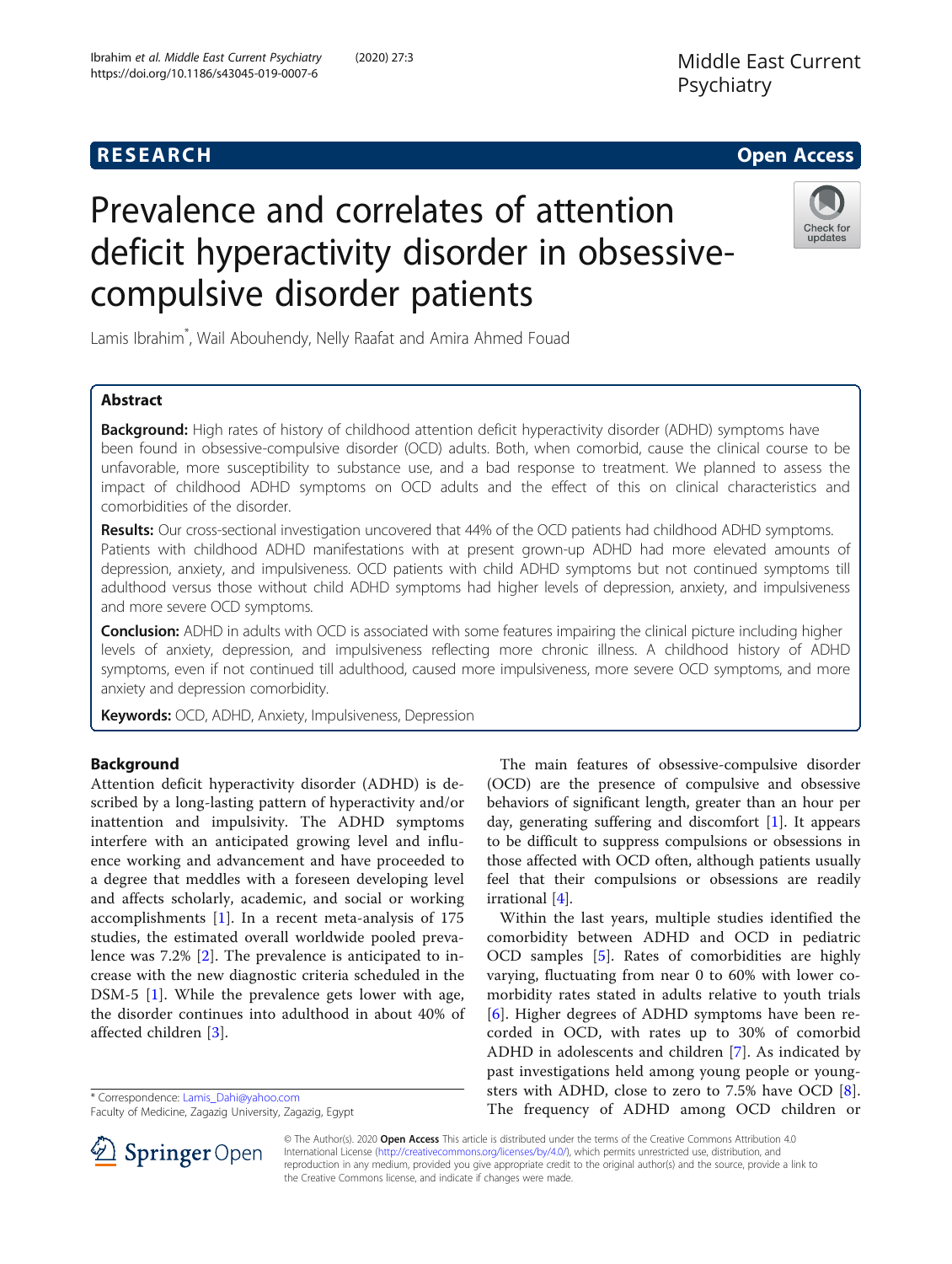# Prevalence and correlates of attention deficit hyperactivity disorder in obsessive-compulsive disorder patients

Lamis Ibrahim*, Wail Abouhendy, Nelly Raafat and Amira Ahmed Fouad

## Abstract

**Background:** High rates of history of childhood attention deficit hyperactivity disorder (ADHD) symptoms have been found in obsessive-compulsive disorder (OCD) adults. Both, when comorbid, cause the clinical course to be unfavorable, more susceptibility to substance use, and a bad response to treatment. We planned to assess the impact of childhood ADHD symptoms on OCD adults and the effect of this on clinical characteristics and comorbidities of the disorder.

**Results:** Our cross-sectional investigation uncovered that 44% of the OCD patients had childhood ADHD symptoms. Patients with childhood ADHD manifestations with at present grown-up ADHD had more elevated amounts of depression, anxiety, and impulsiveness. OCD patients with child ADHD symptoms but not continued symptoms till adulthood versus those without child ADHD symptoms had higher levels of depression, anxiety, and impulsiveness and more severe OCD symptoms.

**Conclusion:** ADHD in adults with OCD is associated with some features impairing the clinical picture including higher levels of anxiety, depression, and impulsiveness reflecting more chronic illness. A childhood history of ADHD symptoms, even if not continued till adulthood, caused more impulsiveness, more severe OCD symptoms, and more anxiety and depression comorbidity.

**Keywords:** OCD, ADHD, Anxiety, Impulsiveness, Depression

## Background

Attention deficit hyperactivity disorder (ADHD) is described by a long-lasting pattern of hyperactivity and/or inattention and impulsivity. The ADHD symptoms interfere with an anticipated growing level and influence working and advancement and have proceeded to a degree that meddles with a foreseen developing level and affects scholarly, academic, and social or working accomplishments [1]. In a recent meta-analysis of 175 studies, the estimated overall worldwide pooled prevalence was 7.2% [2]. The prevalence is anticipated to increase with the new diagnostic criteria scheduled in the DSM-5 [1]. While the prevalence gets lower with age, the disorder continues into adulthood in about 40% of affected children [3].

The main features of obsessive-compulsive disorder (OCD) are the presence of compulsive and obsessive behaviors of significant length, greater than an hour per day, generating suffering and discomfort [1]. It appears to be difficult to suppress compulsions or obsessions in those affected with OCD often, although patients usually feel that their compulsions or obsessions are readily irrational [4].

Within the last years, multiple studies identified the comorbidity between ADHD and OCD in pediatric OCD samples [5]. Rates of comorbidities are highly varying, fluctuating from near 0 to 60% with lower comorbidity rates stated in adults relative to youth trials [6]. Higher degrees of ADHD symptoms have been recorded in OCD, with rates up to 30% of comorbid ADHD in adolescents and children [7]. As indicated by past investigations held among young people or youngsters with ADHD, close to zero to 7.5% have OCD [8]. The frequency of ADHD among OCD children or

* Correspondence: Lamis_Dahi@yahoo.com
Faculty of Medicine, Zagazig University, Zagazig, Egypt

© The Author(s). 2020 **Open Access** This article is distributed under the terms of the Creative Commons Attribution 4.0 International License (http://creativecommons.org/licenses/by/4.0/), which permits unrestricted use, distribution, and reproduction in any medium, provided you give appropriate credit to the original author(s) and the source, provide a link to the Creative Commons license, and indicate if changes were made.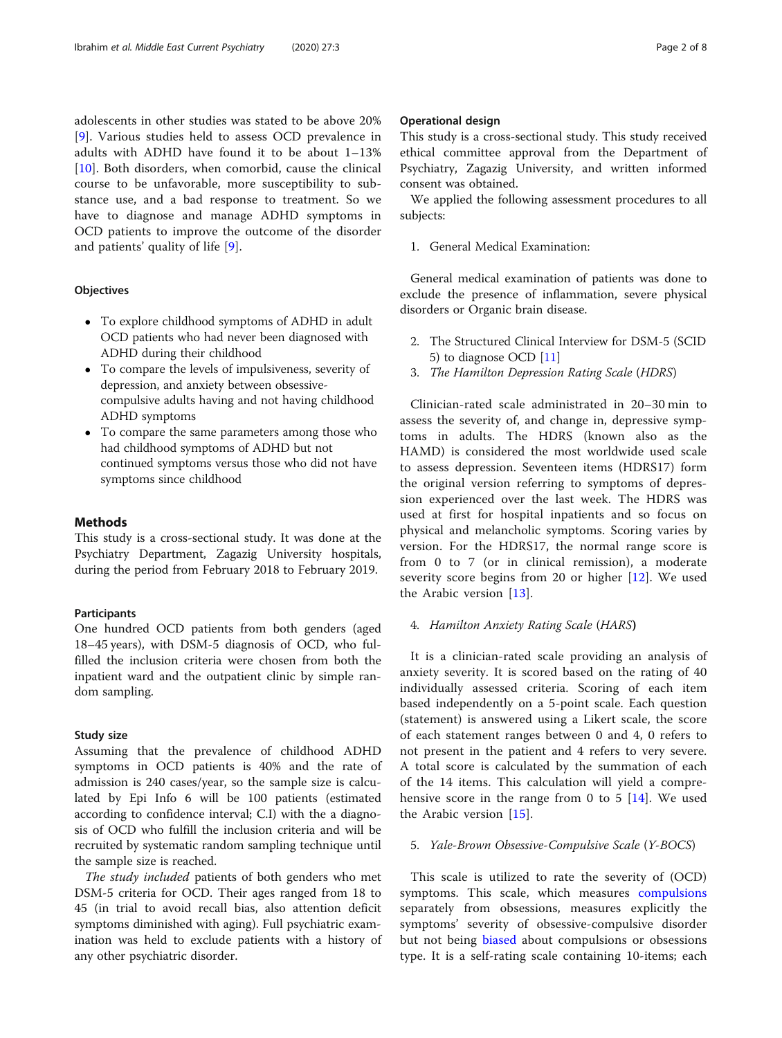adolescents in other studies was stated to be above 20% [9]. Various studies held to assess OCD prevalence in adults with ADHD have found it to be about 1–13% [10]. Both disorders, when comorbid, cause the clinical course to be unfavorable, more susceptibility to substance use, and a bad response to treatment. So we have to diagnose and manage ADHD symptoms in OCD patients to improve the outcome of the disorder and patients' quality of life [9].

### Objectives

- To explore childhood symptoms of ADHD in adult OCD patients who had never been diagnosed with ADHD during their childhood
- To compare the levels of impulsiveness, severity of depression, and anxiety between obsessive-compulsive adults having and not having childhood ADHD symptoms
- To compare the same parameters among those who had childhood symptoms of ADHD but not continued symptoms versus those who did not have symptoms since childhood

## Methods

This study is a cross-sectional study. It was done at the Psychiatry Department, Zagazig University hospitals, during the period from February 2018 to February 2019.

### Participants

One hundred OCD patients from both genders (aged 18–45 years), with DSM-5 diagnosis of OCD, who fulfilled the inclusion criteria were chosen from both the inpatient ward and the outpatient clinic by simple random sampling.

### Study size

Assuming that the prevalence of childhood ADHD symptoms in OCD patients is 40% and the rate of admission is 240 cases/year, so the sample size is calculated by Epi Info 6 will be 100 patients (estimated according to confidence interval; C.I) with the a diagnosis of OCD who fulfill the inclusion criteria and will be recruited by systematic random sampling technique until the sample size is reached.

*The study included* patients of both genders who met DSM-5 criteria for OCD. Their ages ranged from 18 to 45 (in trial to avoid recall bias, also attention deficit symptoms diminished with aging). Full psychiatric examination was held to exclude patients with a history of any other psychiatric disorder.

### Operational design

This study is a cross-sectional study. This study received ethical committee approval from the Department of Psychiatry, Zagazig University, and written informed consent was obtained.

We applied the following assessment procedures to all subjects:

1. General Medical Examination:

General medical examination of patients was done to exclude the presence of inflammation, severe physical disorders or Organic brain disease.

2. The Structured Clinical Interview for DSM-5 (SCID 5) to diagnose OCD [11]
3. *The Hamilton Depression Rating Scale* (*HDRS*)

Clinician-rated scale administrated in 20–30 min to assess the severity of, and change in, depressive symptoms in adults. The HDRS (known also as the HAMD) is considered the most worldwide used scale to assess depression. Seventeen items (HDRS17) form the original version referring to symptoms of depression experienced over the last week. The HDRS was used at first for hospital inpatients and so focus on physical and melancholic symptoms. Scoring varies by version. For the HDRS17, the normal range score is from 0 to 7 (or in clinical remission), a moderate severity score begins from 20 or higher [12]. We used the Arabic version [13].

4. *Hamilton Anxiety Rating Scale* (*HARS*)

It is a clinician-rated scale providing an analysis of anxiety severity. It is scored based on the rating of 40 individually assessed criteria. Scoring of each item based independently on a 5-point scale. Each question (statement) is answered using a Likert scale, the score of each statement ranges between 0 and 4, 0 refers to not present in the patient and 4 refers to very severe. A total score is calculated by the summation of each of the 14 items. This calculation will yield a comprehensive score in the range from 0 to 5 [14]. We used the Arabic version [15].

5. *Yale-Brown Obsessive-Compulsive Scale* (*Y-BOCS*)

This scale is utilized to rate the severity of (OCD) symptoms. This scale, which measures compulsions separately from obsessions, measures explicitly the symptoms' severity of obsessive-compulsive disorder but not being biased about compulsions or obsessions type. It is a self-rating scale containing 10-items; each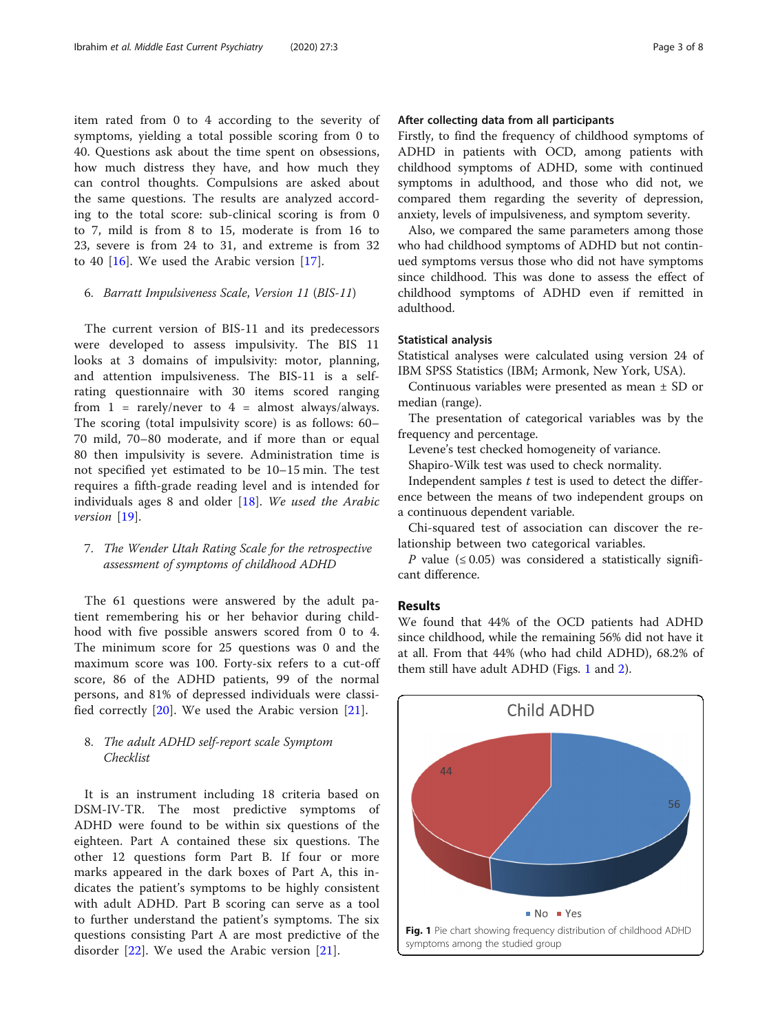item rated from 0 to 4 according to the severity of symptoms, yielding a total possible scoring from 0 to 40. Questions ask about the time spent on obsessions, how much distress they have, and how much they can control thoughts. Compulsions are asked about the same questions. The results are analyzed according to the total score: sub-clinical scoring is from 0 to 7, mild is from 8 to 15, moderate is from 16 to 23, severe is from 24 to 31, and extreme is from 32 to 40 [16]. We used the Arabic version [17].

6. *Barratt Impulsiveness Scale, Version 11 (BIS-11)*

The current version of BIS-11 and its predecessors were developed to assess impulsivity. The BIS 11 looks at 3 domains of impulsivity: motor, planning, and attention impulsiveness. The BIS-11 is a self-rating questionnaire with 30 items scored ranging from 1 = rarely/never to 4 = almost always/always. The scoring (total impulsivity score) is as follows: 60–70 mild, 70–80 moderate, and if more than or equal 80 then impulsivity is severe. Administration time is not specified yet estimated to be 10–15 min. The test requires a fifth-grade reading level and is intended for individuals ages 8 and older [18]. *We used the Arabic version* [19].

7. *The Wender Utah Rating Scale for the retrospective assessment of symptoms of childhood ADHD*

The 61 questions were answered by the adult patient remembering his or her behavior during childhood with five possible answers scored from 0 to 4. The minimum score for 25 questions was 0 and the maximum score was 100. Forty-six refers to a cut-off score, 86 of the ADHD patients, 99 of the normal persons, and 81% of depressed individuals were classified correctly [20]. We used the Arabic version [21].

8. *The adult ADHD self-report scale Symptom Checklist*

It is an instrument including 18 criteria based on DSM-IV-TR. The most predictive symptoms of ADHD were found to be within six questions of the eighteen. Part A contained these six questions. The other 12 questions form Part B. If four or more marks appeared in the dark boxes of Part A, this indicates the patient's symptoms to be highly consistent with adult ADHD. Part B scoring can serve as a tool to further understand the patient's symptoms. The six questions consisting Part A are most predictive of the disorder [22]. We used the Arabic version [21].

#### After collecting data from all participants

Firstly, to find the frequency of childhood symptoms of ADHD in patients with OCD, among patients with childhood symptoms of ADHD, some with continued symptoms in adulthood, and those who did not, we compared them regarding the severity of depression, anxiety, levels of impulsiveness, and symptom severity.

Also, we compared the same parameters among those who had childhood symptoms of ADHD but not continued symptoms versus those who did not have symptoms since childhood. This was done to assess the effect of childhood symptoms of ADHD even if remitted in adulthood.

### Statistical analysis

Statistical analyses were calculated using version 24 of IBM SPSS Statistics (IBM; Armonk, New York, USA).

Continuous variables were presented as mean ± SD or median (range).

The presentation of categorical variables was by the frequency and percentage.

Levene's test checked homogeneity of variance.

Shapiro-Wilk test was used to check normality.

Independent samples $t$ test is used to detect the difference between the means of two independent groups on a continuous dependent variable.

Chi-squared test of association can discover the relationship between two categorical variables.

$P$ value ($\leq 0.05$) was considered a statistically significant difference.

## Results

We found that 44% of the OCD patients had ADHD since childhood, while the remaining 56% did not have it at all. From that 44% (who had child ADHD), 68.2% of them still have adult ADHD (Figs. 1 and 2).

**Fig. 1** Pie chart showing frequency distribution of childhood ADHD symptoms among the studied group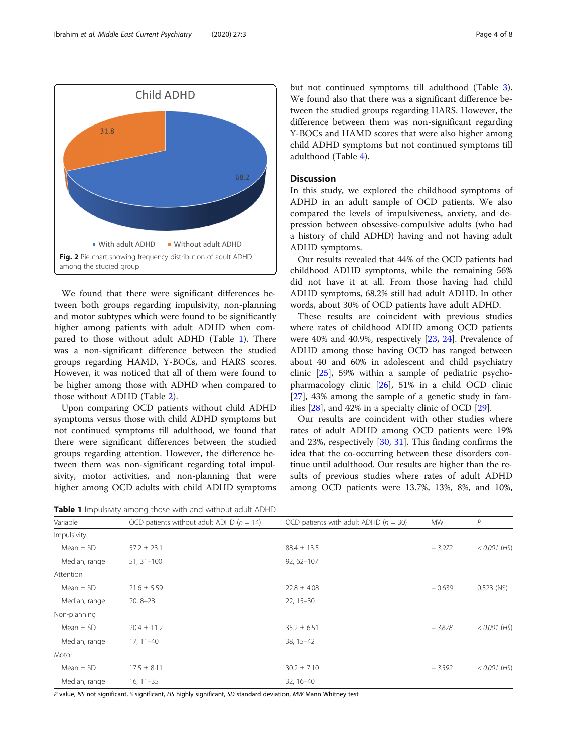Child ADHD

31.8

68.2

■ With adult ADHD ■ Without adult ADHD

**Fig. 2** Pie chart showing frequency distribution of adult ADHD among the studied group

We found that there were significant differences between both groups regarding impulsivity, non-planning and motor subtypes which were found to be significantly higher among patients with adult ADHD when compared to those without adult ADHD (Table 1). There was a non-significant difference between the studied groups regarding HAMD, Y-BOCs, and HARS scores. However, it was noticed that all of them were found to be higher among those with ADHD when compared to those without ADHD (Table 2).

Upon comparing OCD patients without child ADHD symptoms versus those with child ADHD symptoms but not continued symptoms till adulthood, we found that there were significant differences between the studied groups regarding attention. However, the difference between them was non-significant regarding total impulsivity, motor activities, and non-planning that were higher among OCD adults with child ADHD symptoms but not continued symptoms till adulthood (Table 3). We found also that there was a significant difference between the studied groups regarding HARS. However, the difference between them was non-significant regarding Y-BOCs and HAMD scores that were also higher among child ADHD symptoms but not continued symptoms till adulthood (Table 4).

## Discussion

In this study, we explored the childhood symptoms of ADHD in an adult sample of OCD patients. We also compared the levels of impulsiveness, anxiety, and depression between obsessive-compulsive adults (who had a history of child ADHD) having and not having adult ADHD symptoms.

Our results revealed that 44% of the OCD patients had childhood ADHD symptoms, while the remaining 56% did not have it at all. From those having had child ADHD symptoms, 68.2% still had adult ADHD. In other words, about 30% of OCD patients have adult ADHD.

These results are coincident with previous studies where rates of childhood ADHD among OCD patients were 40% and 40.9%, respectively [23, 24]. Prevalence of ADHD among those having OCD has ranged between about 40 and 60% in adolescent and child psychiatry clinic [25], 59% within a sample of pediatric psychopharmacology clinic [26], 51% in a child OCD clinic [27], 43% among the sample of a genetic study in families [28], and 42% in a specialty clinic of OCD [29].

Our results are coincident with other studies where rates of adult ADHD among OCD patients were 19% and 23%, respectively [30, 31]. This finding confirms the idea that the co-occurring between these disorders continue until adulthood. Our results are higher than the results of previous studies where rates of adult ADHD among OCD patients were 13.7%, 13%, 8%, and 10%,

**Table 1** Impulsivity among those with and without adult ADHD

| Variable | OCD patients without adult ADHD (n = 14) | OCD patients with adult ADHD (n = 30) | MW | P |
|---|---|---|---|---|
| Impulsivity | | | | |
| Mean ± SD | 57.2 ± 23.1 | 88.4 ± 13.5 | − 3.972 | < 0.001 (HS) |
| Median, range | 51, 31–100 | 92, 62–107 | | |
| Attention | | | | |
| Mean ± SD | 21.6 ± 5.59 | 22.8 ± 4.08 | − 0.639 | 0.523 (NS) |
| Median, range | 20, 8–28 | 22, 15–30 | | |
| Non-planning | | | | |
| Mean ± SD | 20.4 ± 11.2 | 35.2 ± 6.51 | − 3.678 | < 0.001 (HS) |
| Median, range | 17, 11–40 | 38, 15–42 | | |
| Motor | | | | |
| Mean ± SD | 17.5 ± 8.11 | 30.2 ± 7.10 | − 3.392 | < 0.001 (HS) |
| Median, range | 16, 11–35 | 32, 16–40 | | |

*P* value, *NS* not significant, *S* significant, *HS* highly significant, *SD* standard deviation, *MW* Mann Whitney test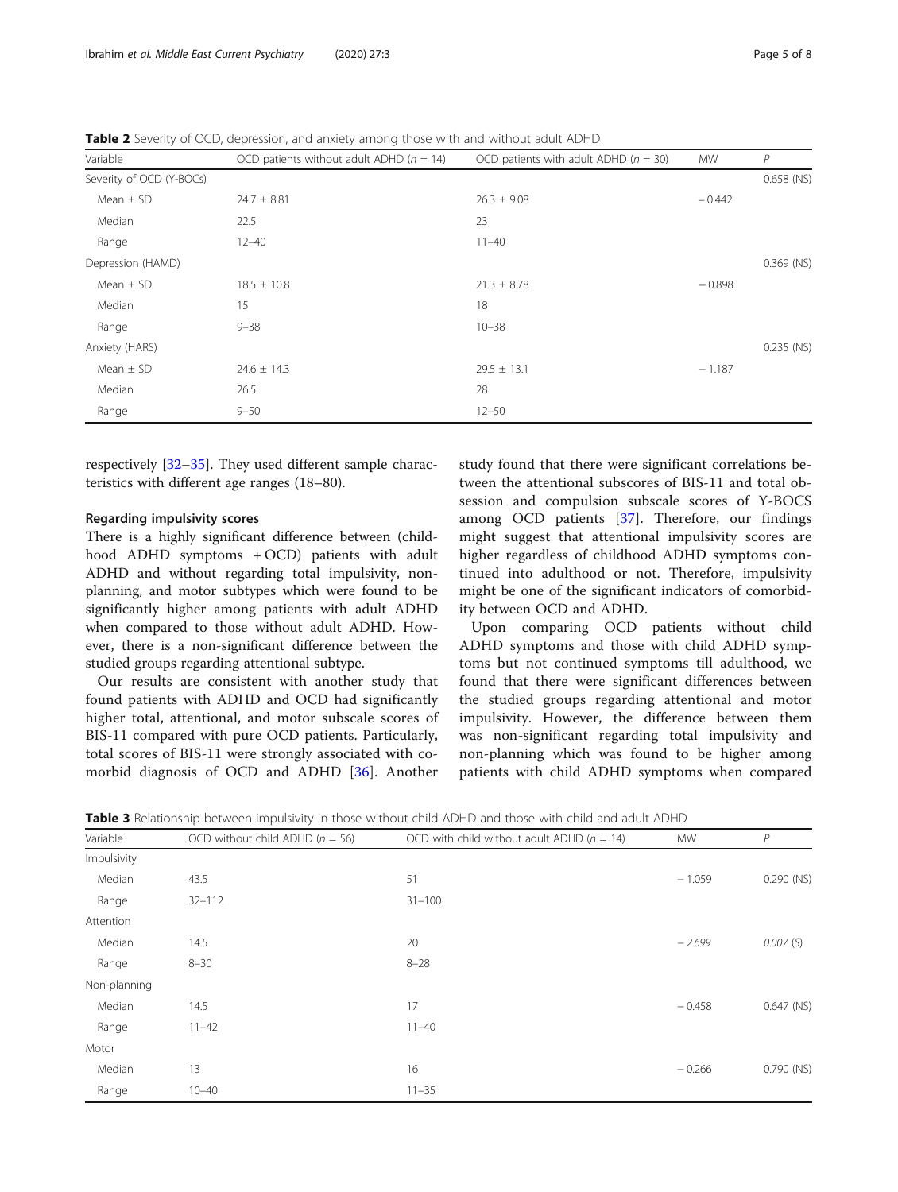**Table 2** Severity of OCD, depression, and anxiety among those with and without adult ADHD

| Variable | OCD patients without adult ADHD ($n$ = 14) | OCD patients with adult ADHD ($n$ = 30) | MW | $P$ |
|---|---|---|---|---|
| Severity of OCD (Y-BOCs) | | | | 0.658 (NS) |
| Mean ± SD | 24.7 ± 8.81 | 26.3 ± 9.08 | − 0.442 | |
| Median | 22.5 | 23 | | |
| Range | 12–40 | 11–40 | | |
| Depression (HAMD) | | | | 0.369 (NS) |
| Mean ± SD | 18.5 ± 10.8 | 21.3 ± 8.78 | − 0.898 | |
| Median | 15 | 18 | | |
| Range | 9–38 | 10–38 | | |
| Anxiety (HARS) | | | | 0.235 (NS) |
| Mean ± SD | 24.6 ± 14.3 | 29.5 ± 13.1 | − 1.187 | |
| Median | 26.5 | 28 | | |
| Range | 9–50 | 12–50 | | |

respectively [32–35]. They used different sample characteristics with different age ranges (18–80).

#### Regarding impulsivity scores

There is a highly significant difference between (childhood ADHD symptoms + OCD) patients with adult ADHD and without regarding total impulsivity, non-planning, and motor subtypes which were found to be significantly higher among patients with adult ADHD when compared to those without adult ADHD. However, there is a non-significant difference between the studied groups regarding attentional subtype.

Our results are consistent with another study that found patients with ADHD and OCD had significantly higher total, attentional, and motor subscale scores of BIS-11 compared with pure OCD patients. Particularly, total scores of BIS-11 were strongly associated with comorbid diagnosis of OCD and ADHD [36]. Another study found that there were significant correlations between the attentional subscores of BIS-11 and total obsession and compulsion subscale scores of Y-BOCS among OCD patients [37]. Therefore, our findings might suggest that attentional impulsivity scores are higher regardless of childhood ADHD symptoms continued into adulthood or not. Therefore, impulsivity might be one of the significant indicators of comorbidity between OCD and ADHD.

Upon comparing OCD patients without child ADHD symptoms and those with child ADHD symptoms but not continued symptoms till adulthood, we found that there were significant differences between the studied groups regarding attentional and motor impulsivity. However, the difference between them was non-significant regarding total impulsivity and non-planning which was found to be higher among patients with child ADHD symptoms when compared

**Table 3** Relationship between impulsivity in those without child ADHD and those with child and adult ADHD

| Variable | OCD without child ADHD ($n$ = 56) | OCD with child without adult ADHD ($n$ = 14) | MW | $P$ |
|---|---|---|---|---|
| Impulsivity | | | | |
| Median | 43.5 | 51 | − 1.059 | 0.290 (NS) |
| Range | 32–112 | 31–100 | | |
| Attention | | | | |
| Median | 14.5 | 20 | *− 2.699* | *0.007 (S)* |
| Range | 8–30 | 8–28 | | |
| Non-planning | | | | |
| Median | 14.5 | 17 | − 0.458 | 0.647 (NS) |
| Range | 11–42 | 11–40 | | |
| Motor | | | | |
| Median | 13 | 16 | − 0.266 | 0.790 (NS) |
| Range | 10–40 | 11–35 | | |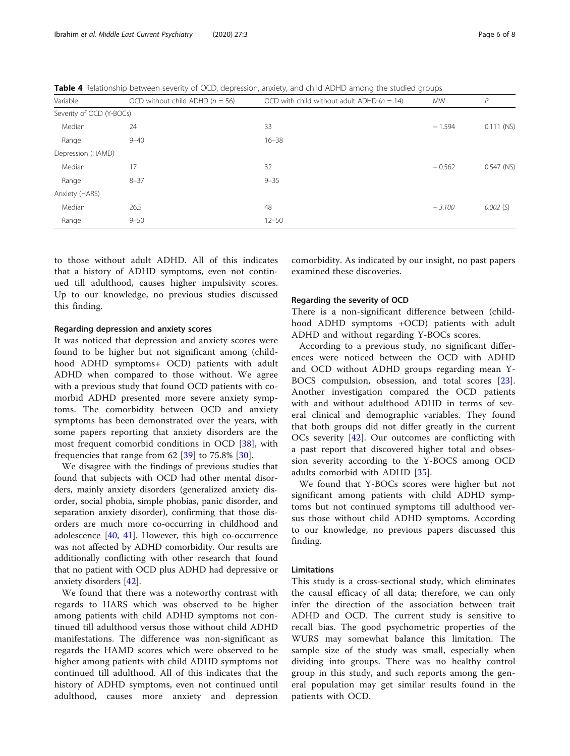**Table 4** Relationship between severity of OCD, depression, anxiety, and child ADHD among the studied groups

| Variable | OCD without child ADHD ($n = 56$) | OCD with child without adult ADHD ($n = 14$) | MW | P |
|---|---|---|---|---|
| Severity of OCD (Y-BOCs) | | | | |
| Median | 24 | 33 | − 1.594 | 0.111 (NS) |
| Range | 9–40 | 16–38 | | |
| Depression (HAMD) | | | | |
| Median | 17 | 32 | − 0.562 | 0.547 (NS) |
| Range | 8–37 | 9–35 | | |
| Anxiety (HARS) | | | | |
| Median | 26.5 | 48 | *− 3.100* | *0.002 (S)* |
| Range | 9–50 | 12–50 | | |

to those without adult ADHD. All of this indicates that a history of ADHD symptoms, even not continued till adulthood, causes higher impulsivity scores. Up to our knowledge, no previous studies discussed this finding.

#### Regarding depression and anxiety scores

It was noticed that depression and anxiety scores were found to be higher but not significant among (childhood ADHD symptoms+ OCD) patients with adult ADHD when compared to those without. We agree with a previous study that found OCD patients with comorbid ADHD presented more severe anxiety symptoms. The comorbidity between OCD and anxiety symptoms has been demonstrated over the years, with some papers reporting that anxiety disorders are the most frequent comorbid conditions in OCD [38], with frequencies that range from 62 [39] to 75.8% [30].

We disagree with the findings of previous studies that found that subjects with OCD had other mental disorders, mainly anxiety disorders (generalized anxiety disorder, social phobia, simple phobias, panic disorder, and separation anxiety disorder), confirming that those disorders are much more co-occurring in childhood and adolescence [40, 41]. However, this high co-occurrence was not affected by ADHD comorbidity. Our results are additionally conflicting with other research that found that no patient with OCD plus ADHD had depressive or anxiety disorders [42].

We found that there was a noteworthy contrast with regards to HARS which was observed to be higher among patients with child ADHD symptoms not continued till adulthood versus those without child ADHD manifestations. The difference was non-significant as regards the HAMD scores which were observed to be higher among patients with child ADHD symptoms not continued till adulthood. All of this indicates that the history of ADHD symptoms, even not continued until adulthood, causes more anxiety and depression comorbidity. As indicated by our insight, no past papers examined these discoveries.

#### Regarding the severity of OCD

There is a non-significant difference between (childhood ADHD symptoms +OCD) patients with adult ADHD and without regarding Y-BOCs scores.

According to a previous study, no significant differences were noticed between the OCD with ADHD and OCD without ADHD groups regarding mean Y-BOCS compulsion, obsession, and total scores [23]. Another investigation compared the OCD patients with and without adulthood ADHD in terms of several clinical and demographic variables. They found that both groups did not differ greatly in the current OCs severity [42]. Our outcomes are conflicting with a past report that discovered higher total and obsession severity according to the Y-BOCS among OCD adults comorbid with ADHD [35].

We found that Y-BOCs scores were higher but not significant among patients with child ADHD symptoms but not continued symptoms till adulthood versus those without child ADHD symptoms. According to our knowledge, no previous papers discussed this finding.

#### Limitations

This study is a cross-sectional study, which eliminates the causal efficacy of all data; therefore, we can only infer the direction of the association between trait ADHD and OCD. The current study is sensitive to recall bias. The good psychometric properties of the WURS may somewhat balance this limitation. The sample size of the study was small, especially when dividing into groups. There was no healthy control group in this study, and such reports among the general population may get similar results found in the patients with OCD.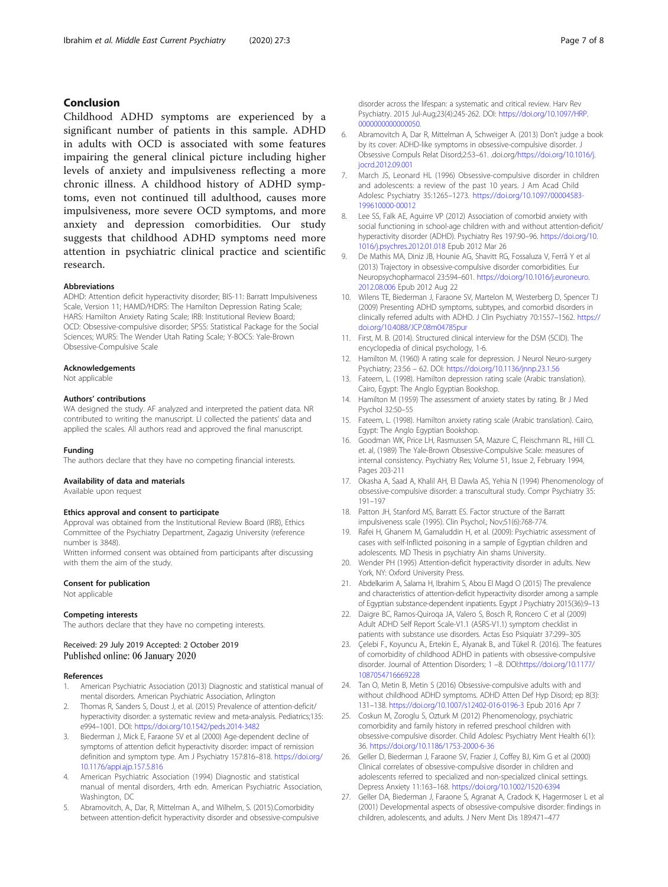## Conclusion

Childhood ADHD symptoms are experienced by a significant number of patients in this sample. ADHD in adults with OCD is associated with some features impairing the general clinical picture including higher levels of anxiety and impulsiveness reflecting a more chronic illness. A childhood history of ADHD symptoms, even not continued till adulthood, causes more impulsiveness, more severe OCD symptoms, and more anxiety and depression comorbidities. Our study suggests that childhood ADHD symptoms need more attention in psychiatric clinical practice and scientific research.

### Abbreviations

ADHD: Attention deficit hyperactivity disorder; BIS-11: Barratt Impulsiveness Scale, Version 11; HAMD/HDRS: The Hamilton Depression Rating Scale; HARS: Hamilton Anxiety Rating Scale; IRB: Institutional Review Board; OCD: Obsessive-compulsive disorder; SPSS: Statistical Package for the Social Sciences; WURS: The Wender Utah Rating Scale; Y-BOCS: Yale-Brown Obsessive-Compulsive Scale

### Acknowledgements

Not applicable

### Authors' contributions

WA designed the study. AF analyzed and interpreted the patient data. NR contributed to writing the manuscript. LI collected the patients' data and applied the scales. All authors read and approved the final manuscript.

### Funding

The authors declare that they have no competing financial interests.

### Availability of data and materials

Available upon request

### Ethics approval and consent to participate

Approval was obtained from the Institutional Review Board (IRB), Ethics Committee of the Psychiatry Department, Zagazig University (reference number is 3848).

Written informed consent was obtained from participants after discussing with them the aim of the study.

### Consent for publication

Not applicable

### Competing interests

The authors declare that they have no competing interests.

Received: 29 July 2019 Accepted: 2 October 2019
Published online: 06 January 2020

### References

1. American Psychiatric Association (2013) Diagnostic and statistical manual of mental disorders. American Psychiatric Association, Arlington
2. Thomas R, Sanders S, Doust J, et al. (2015) Prevalence of attention-deficit/hyperactivity disorder: a systematic review and meta-analysis. Pediatrics;135: e994–1001. DOI: https://doi.org/10.1542/peds.2014-3482
3. Biederman J, Mick E, Faraone SV et al (2000) Age-dependent decline of symptoms of attention deficit hyperactivity disorder: impact of remission definition and symptom type. Am J Psychiatry 157:816–818. https://doi.org/10.1176/appi.ajp.157.5.816
4. American Psychiatric Association (1994) Diagnostic and statistical manual of mental disorders, 4rth edn. American Psychiatric Association, Washington, DC
5. Abramovitch, A., Dar, R., Mittelman A., and Wilhelm, S. (2015).Comorbidity between attention-deficit hyperactivity disorder and obsessive-compulsive disorder across the lifespan: a systematic and critical review. Harv Rev Psychiatry. 2015 Jul-Aug;23(4):245-262. DOI: https://doi.org/10.1097/HRP.0000000000000050.
6. Abramovitch A, Dar R, Mittelman A, Schweiger A. (2013) Don't judge a book by its cover: ADHD-like symptoms in obsessive-compulsive disorder. J Obsessive Compuls Relat Disord;2:53–61. .doi.org/https://doi.org/10.1016/j.jocrd.2012.09.001
7. March JS, Leonard HL (1996) Obsessive-compulsive disorder in children and adolescents: a review of the past 10 years. J Am Acad Child Adolesc Psychiatry 35:1265–1273. https://doi.org/10.1097/00004583-199610000-00012
8. Lee SS, Falk AE, Aguirre VP (2012) Association of comorbid anxiety with social functioning in school-age children with and without attention-deficit/hyperactivity disorder (ADHD). Psychiatry Res 197:90–96. https://doi.org/10.1016/j.psychres.2012.01.018 Epub 2012 Mar 26
9. De Mathis MA, Diniz JB, Hounie AG, Shavitt RG, Fossaluza V, Ferrã Y et al (2013) Trajectory in obsessive-compulsive disorder comorbidities. Eur Neuropsychopharmacol 23:594–601. https://doi.org/10.1016/j.euroneuro.2012.08.006 Epub 2012 Aug 22
10. Wilens TE, Biederman J, Faraone SV, Martelon M, Westerberg D, Spencer TJ (2009) Presenting ADHD symptoms, subtypes, and comorbid disorders in clinically referred adults with ADHD. J Clin Psychiatry 70:1557–1562. https://doi.org/10.4088/JCP.08m04785pur
11. First, M. B. (2014). Structured clinical interview for the DSM (SCID). The encyclopedia of clinical psychology, 1-6.
12. Hamilton M. (1960) A rating scale for depression. J Neurol Neuro-surgery Psychiatry; 23:56 – 62. DOI: https://doi.org/10.1136/jnnp.23.1.56
13. Fateem, L. (1998). Hamilton depression rating scale (Arabic translation). Cairo, Egypt: The Anglo Egyptian Bookshop.
14. Hamilton M (1959) The assessment of anxiety states by rating. Br J Med Psychol 32:50–55
15. Fateem, L. (1998). Hamilton anxiety rating scale (Arabic translation). Cairo, Egypt: The Anglo Egyptian Bookshop.
16. Goodman WK, Price LH, Rasmussen SA, Mazure C, Fleischmann RL, Hill CL et. al, (1989) The Yale-Brown Obsessive-Compulsive Scale: measures of internal consistency. Psychiatry Res; Volume 51, Issue 2, February 1994, Pages 203-211
17. Okasha A, Saad A, Khalil AH, El Dawla AS, Yehia N (1994) Phenomenology of obsessive-compulsive disorder: a transcultural study. Compr Psychiatry 35: 191–197
18. Patton JH, Stanford MS, Barratt ES. Factor structure of the Barratt impulsiveness scale (1995). Clin Psychol.; Nov;51(6):768-774.
19. Rafei H, Ghanem M, Gamaluddin H, et al. (2009): Psychiatric assessment of cases with self-Inflicted poisoning in a sample of Egyptian children and adolescents. MD Thesis in psychiatry Ain shams University.
20. Wender PH (1995) Attention-deficit hyperactivity disorder in adults. New York, NY: Oxford University Press.
21. Abdelkarim A, Salama H, Ibrahim S, Abou El Magd O (2015) The prevalence and characteristics of attention-deficit hyperactivity disorder among a sample of Egyptian substance-dependent inpatients. Egypt J Psychiatry 2015(36):9–13
22. Daigre BC, Ramos-Quiroqa JA, Valero S, Bosch R, Roncero C et al (2009) Adult ADHD Self Report Scale-V1.1 (ASRS-V1.1) symptom checklist in patients with substance use disorders. Actas Eso Psiquiatr 37:299–305
23. Çelebi F., Koyuncu A., Ertekin E., Alyanak B., and Tükel R. (2016). The features of comorbidity of childhood ADHD in patients with obsessive-compulsive disorder. Journal of Attention Disorders; 1 –8. DOI:https://doi.org/10.1177/1087054716669228
24. Tan O, Metin B, Metin S (2016) Obsessive-compulsive adults with and without childhood ADHD symptoms. ADHD Atten Def Hyp Disord; ep 8(3): 131–138. https://doi.org/10.1007/s12402-016-0196-3 Epub 2016 Apr 7
25. Coskun M, Zoroglu S, Ozturk M (2012) Phenomenology, psychiatric comorbidity and family history in referred preschool children with obsessive-compulsive disorder. Child Adolesc Psychiatry Ment Health 6(1): 36. https://doi.org/10.1186/1753-2000-6-36
26. Geller D, Biederman J, Faraone SV, Frazier J, Coffey BJ, Kim G et al (2000) Clinical correlates of obsessive-compulsive disorder in children and adolescents referred to specialized and non-specialized clinical settings. Depress Anxiety 11:163–168. https://doi.org/10.1002/1520-6394
27. Geller DA, Biederman J, Faraone S, Agranat A, Cradock K, Hagermoser L et al (2001) Developmental aspects of obsessive-compulsive disorder: findings in children, adolescents, and adults. J Nerv Ment Dis 189:471–477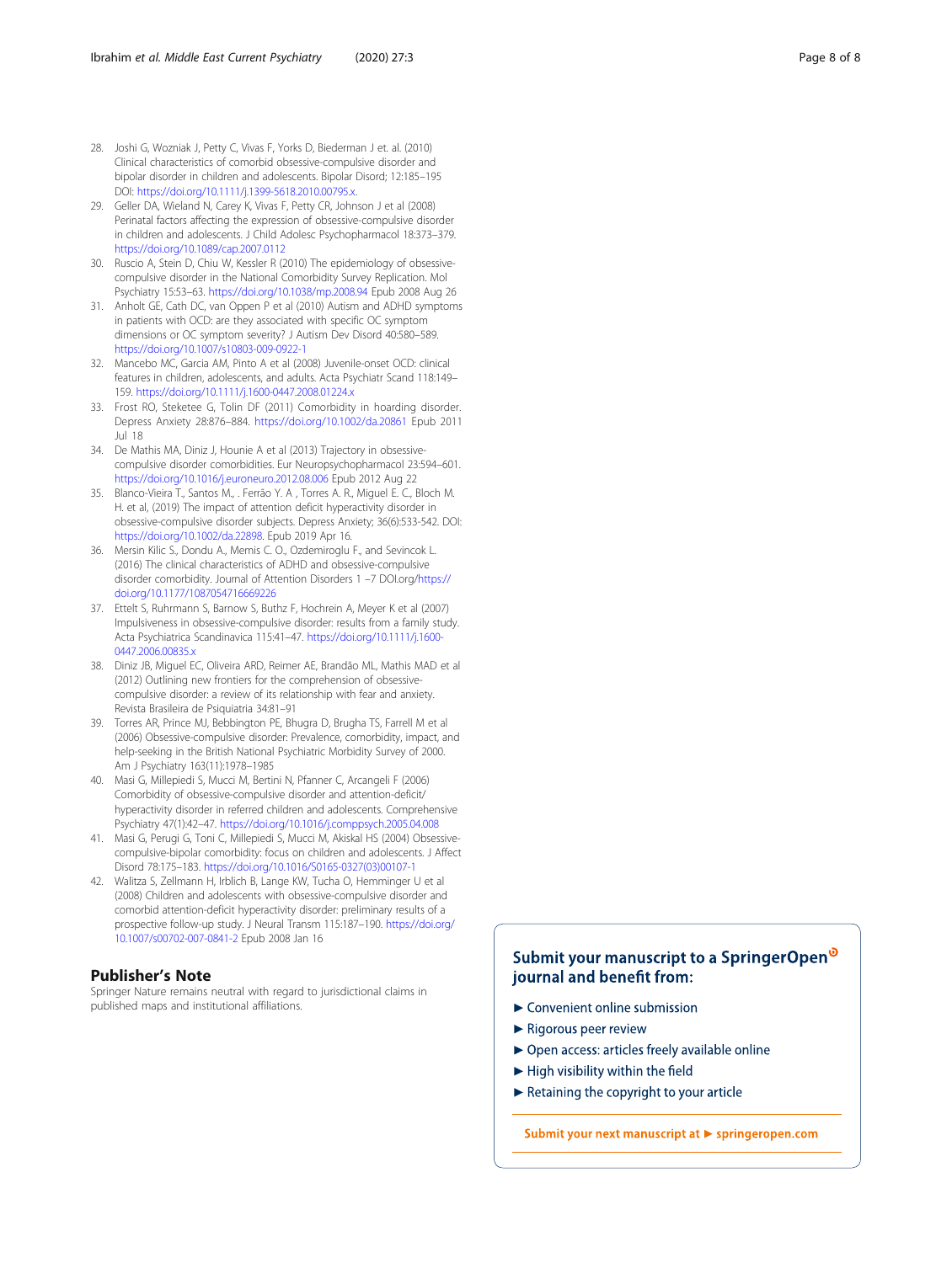28. Joshi G, Wozniak J, Petty C, Vivas F, Yorks D, Biederman J et. al. (2010) Clinical characteristics of comorbid obsessive-compulsive disorder and bipolar disorder in children and adolescents. Bipolar Disord; 12:185–195 DOI: https://doi.org/10.1111/j.1399-5618.2010.00795.x.
29. Geller DA, Wieland N, Carey K, Vivas F, Petty CR, Johnson J et al (2008) Perinatal factors affecting the expression of obsessive-compulsive disorder in children and adolescents. J Child Adolesc Psychopharmacol 18:373–379. https://doi.org/10.1089/cap.2007.0112
30. Ruscio A, Stein D, Chiu W, Kessler R (2010) The epidemiology of obsessive-compulsive disorder in the National Comorbidity Survey Replication. Mol Psychiatry 15:53–63. https://doi.org/10.1038/mp.2008.94 Epub 2008 Aug 26
31. Anholt GE, Cath DC, van Oppen P et al (2010) Autism and ADHD symptoms in patients with OCD: are they associated with specific OC symptom dimensions or OC symptom severity? J Autism Dev Disord 40:580–589. https://doi.org/10.1007/s10803-009-0922-1
32. Mancebo MC, Garcia AM, Pinto A et al (2008) Juvenile-onset OCD: clinical features in children, adolescents, and adults. Acta Psychiatr Scand 118:149–159. https://doi.org/10.1111/j.1600-0447.2008.01224.x
33. Frost RO, Steketee G, Tolin DF (2011) Comorbidity in hoarding disorder. Depress Anxiety 28:876–884. https://doi.org/10.1002/da.20861 Epub 2011 Jul 18
34. De Mathis MA, Diniz J, Hounie A et al (2013) Trajectory in obsessive-compulsive disorder comorbidities. Eur Neuropsychopharmacol 23:594–601. https://doi.org/10.1016/j.euroneuro.2012.08.006 Epub 2012 Aug 22
35. Blanco-Vieira T., Santos M., . Ferrão Y. A , Torres A. R., Miguel E. C., Bloch M. H. et al, (2019) The impact of attention deficit hyperactivity disorder in obsessive-compulsive disorder subjects. Depress Anxiety; 36(6):533-542. DOI: https://doi.org/10.1002/da.22898. Epub 2019 Apr 16.
36. Mersin Kilic S., Dondu A., Memis C. O., Ozdemiroglu F., and Sevincok L. (2016) The clinical characteristics of ADHD and obsessive-compulsive disorder comorbidity. Journal of Attention Disorders 1 –7 DOI.org/https://doi.org/10.1177/1087054716669226
37. Ettelt S, Ruhrmann S, Barnow S, Buthz F, Hochrein A, Meyer K et al (2007) Impulsiveness in obsessive-compulsive disorder: results from a family study. Acta Psychiatrica Scandinavica 115:41–47. https://doi.org/10.1111/j.1600-0447.2006.00835.x
38. Diniz JB, Miguel EC, Oliveira ARD, Reimer AE, Brandão ML, Mathis MAD et al (2012) Outlining new frontiers for the comprehension of obsessive-compulsive disorder: a review of its relationship with fear and anxiety. Revista Brasileira de Psiquiatria 34:81–91
39. Torres AR, Prince MJ, Bebbington PE, Bhugra D, Brugha TS, Farrell M et al (2006) Obsessive-compulsive disorder: Prevalence, comorbidity, impact, and help-seeking in the British National Psychiatric Morbidity Survey of 2000. Am J Psychiatry 163(11):1978–1985
40. Masi G, Millepiedi S, Mucci M, Bertini N, Pfanner C, Arcangeli F (2006) Comorbidity of obsessive-compulsive disorder and attention-deficit/hyperactivity disorder in referred children and adolescents. Comprehensive Psychiatry 47(1):42–47. https://doi.org/10.1016/j.comppsych.2005.04.008
41. Masi G, Perugi G, Toni C, Millepiedi S, Mucci M, Akiskal HS (2004) Obsessive-compulsive-bipolar comorbidity: focus on children and adolescents. J Affect Disord 78:175–183. https://doi.org/10.1016/S0165-0327(03)00107-1
42. Walitza S, Zellmann H, Irblich B, Lange KW, Tucha O, Hemminger U et al (2008) Children and adolescents with obsessive-compulsive disorder and comorbid attention-deficit hyperactivity disorder: preliminary results of a prospective follow-up study. J Neural Transm 115:187–190. https://doi.org/10.1007/s00702-007-0841-2 Epub 2008 Jan 16

## Publisher's Note

Springer Nature remains neutral with regard to jurisdictional claims in published maps and institutional affiliations.